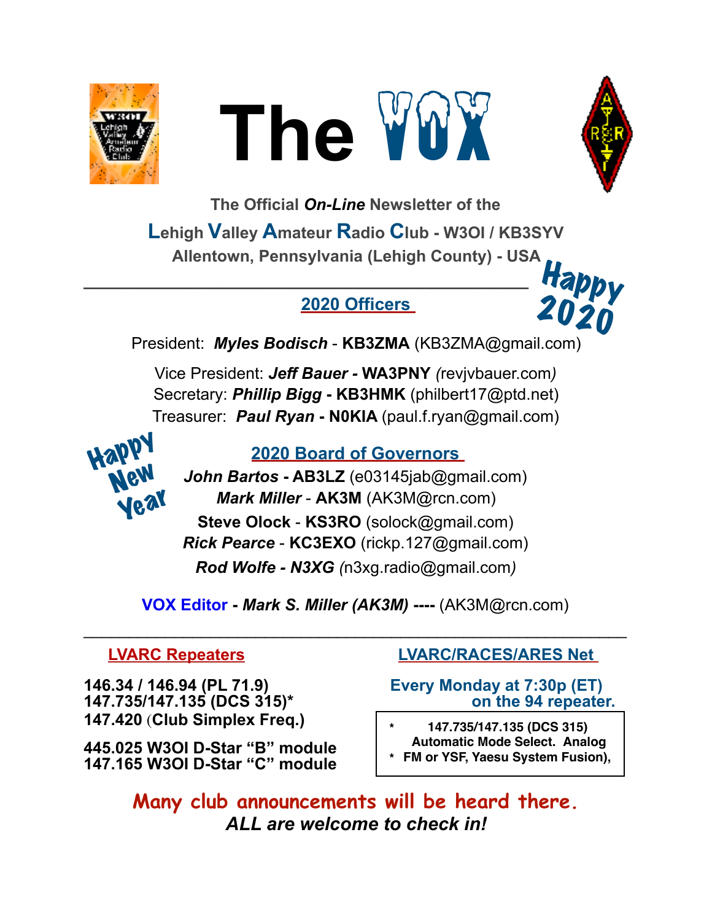# The VOX

The Official *On-Line* Newsletter of the

**Lehigh Valley Amateur Radio Club - W3OI / KB3SYV**

**Allentown, Pennsylvania (Lehigh County) - USA**

Happy 2020

## 2020 Officers

President: ***Myles Bodisch*** - **KB3ZMA** (KB3ZMA@gmail.com)

Vice President: ***Jeff Bauer* - WA3PNY** *(*revjvbauer.com*)*

Secretary: ***Phillip Bigg* - KB3HMK** (philbert17@ptd.net)

Treasurer: ***Paul Ryan* - N0KIA** (paul.f.ryan@gmail.com)

Happy New Year

## 2020 Board of Governors

***John Bartos* - AB3LZ** (e03145jab@gmail.com)

***Mark Miller*** - **AK3M** (AK3M@rcn.com)

**Steve Olock** - **KS3RO** (solock@gmail.com)

***Rick Pearce*** - **KC3EXO** (rickp.127@gmail.com)

***Rod Wolfe - N3XG*** *(*n3xg.radio@gmail.com*)*

**VOX Editor** - ***Mark S. Miller (AK3M)*** **----** (AK3M@rcn.com)

## LVARC Repeaters

**146.34 / 146.94 (PL 71.9)**
**147.735/147.135 (DCS 315)***
**147.420 (Club Simplex Freq.)**

**445.025 W3OI D-Star "B" module**
**147.165 W3OI D-Star "C" module**

## LVARC/RACES/ARES Net

**Every Monday at 7:30p (ET) on the 94 repeater.**

**\* 147.735/147.135 (DCS 315) Automatic Mode Select. Analog FM or YSF, Yaesu System Fusion),**

**Many club announcements will be heard there.**

***ALL are welcome to check in!***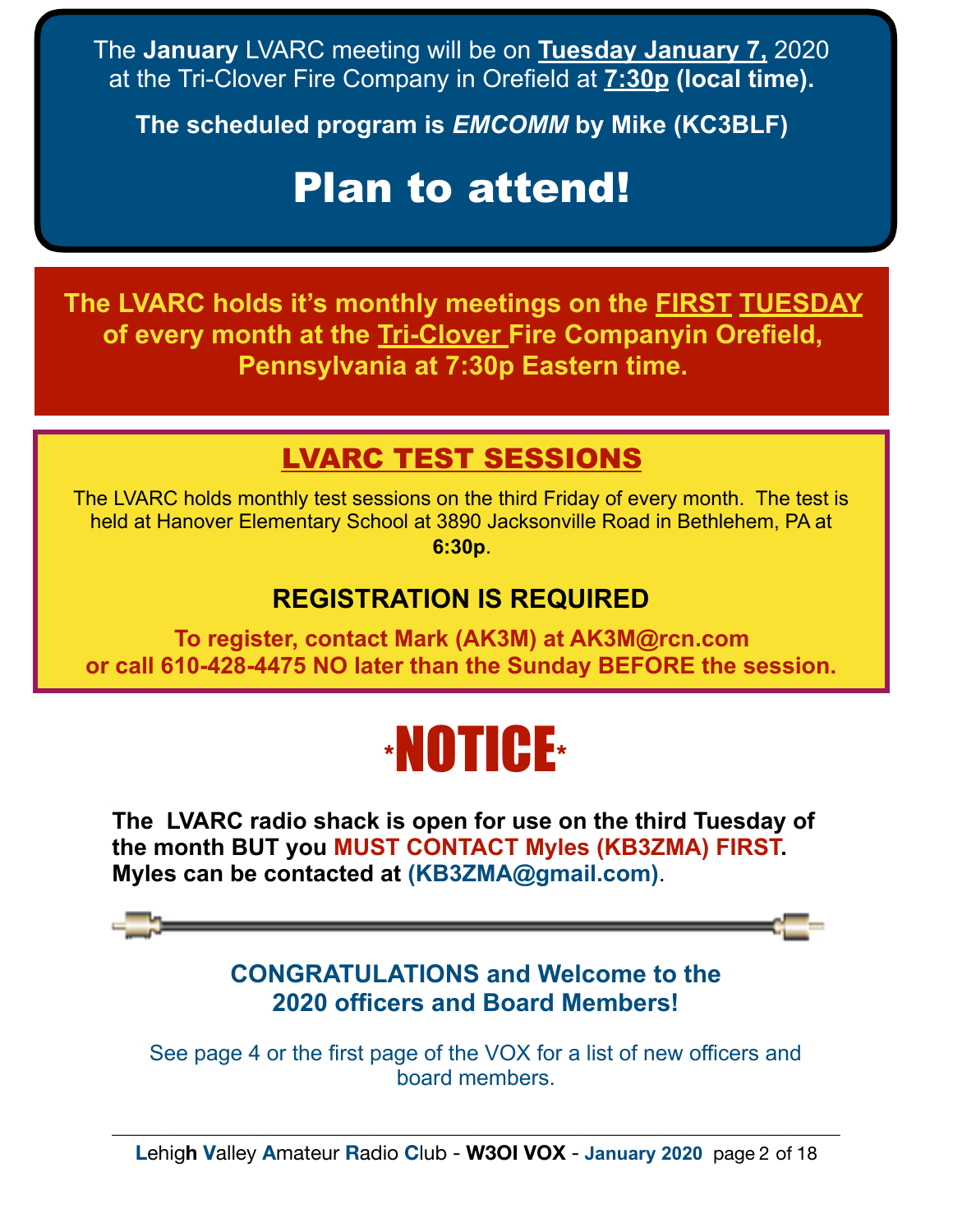The **January** LVARC meeting will be on **Tuesday January 7,** 2020 at the Tri-Clover Fire Company in Orefield at **7:30p (local time).**

**The scheduled program is *EMCOMM* by Mike (KC3BLF)**

# Plan to attend!

**The LVARC holds it's monthly meetings on the FIRST TUESDAY of every month at the Tri-Clover Fire Companyin Orefield, Pennsylvania at 7:30p Eastern time.**

## LVARC TEST SESSIONS

The LVARC holds monthly test sessions on the third Friday of every month. The test is held at Hanover Elementary School at 3890 Jacksonville Road in Bethlehem, PA at **6:30p**.

### REGISTRATION IS REQUIRED

**To register, contact Mark (AK3M) at AK3M@rcn.com or call 610-428-4475 NO later than the Sunday BEFORE the session.**

# *NOTICE*

**The LVARC radio shack is open for use on the third Tuesday of the month BUT you MUST CONTACT Myles (KB3ZMA) FIRST. Myles can be contacted at (KB3ZMA@gmail.com).**

**CONGRATULATIONS and Welcome to the 2020 officers and Board Members!**

See page 4 or the first page of the VOX for a list of new officers and board members.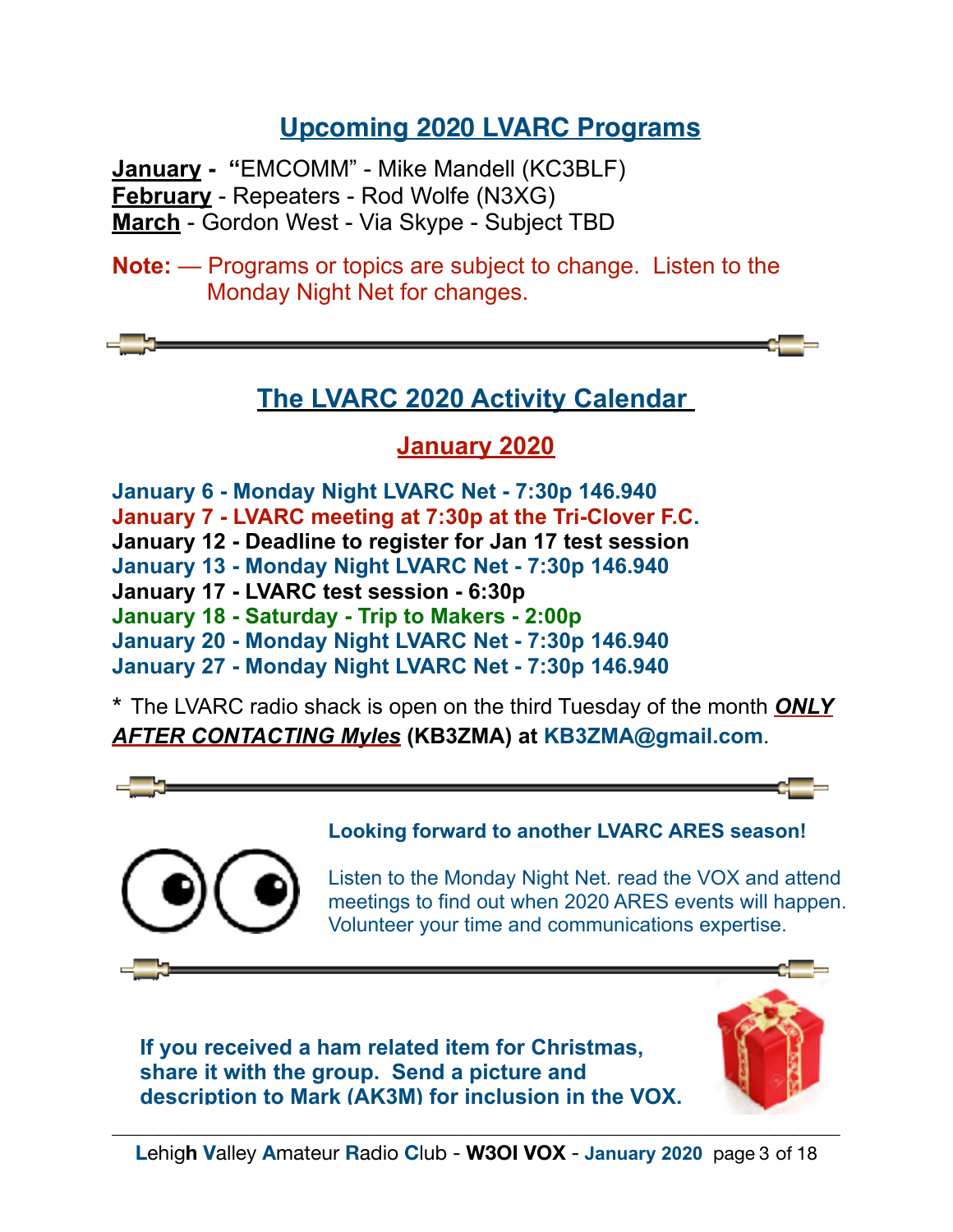## Upcoming 2020 LVARC Programs

**January** - "EMCOMM" - Mike Mandell (KC3BLF)
**February** - Repeaters - Rod Wolfe (N3XG)
**March** - Gordon West - Via Skype - Subject TBD

**Note:** — Programs or topics are subject to change. Listen to the Monday Night Net for changes.

## The LVARC 2020 Activity Calendar

### January 2020

**January 6 - Monday Night LVARC Net - 7:30p 146.940**
**January 7 - LVARC meeting at 7:30p at the Tri-Clover F.C.**
**January 12 - Deadline to register for Jan 17 test session**
**January 13 - Monday Night LVARC Net - 7:30p 146.940**
**January 17 - LVARC test session - 6:30p**
**January 18 - Saturday - Trip to Makers - 2:00p**
**January 20 - Monday Night LVARC Net - 7:30p 146.940**
**January 27 - Monday Night LVARC Net - 7:30p 146.940**

* The LVARC radio shack is open on the third Tuesday of the month ***ONLY AFTER CONTACTING Myles*** **(KB3ZMA) at KB3ZMA@gmail.com**.

**Looking forward to another LVARC ARES season!**

Listen to the Monday Night Net. read the VOX and attend meetings to find out when 2020 ARES events will happen. Volunteer your time and communications expertise.

**If you received a ham related item for Christmas, share it with the group. Send a picture and description to Mark (AK3M) for inclusion in the VOX.**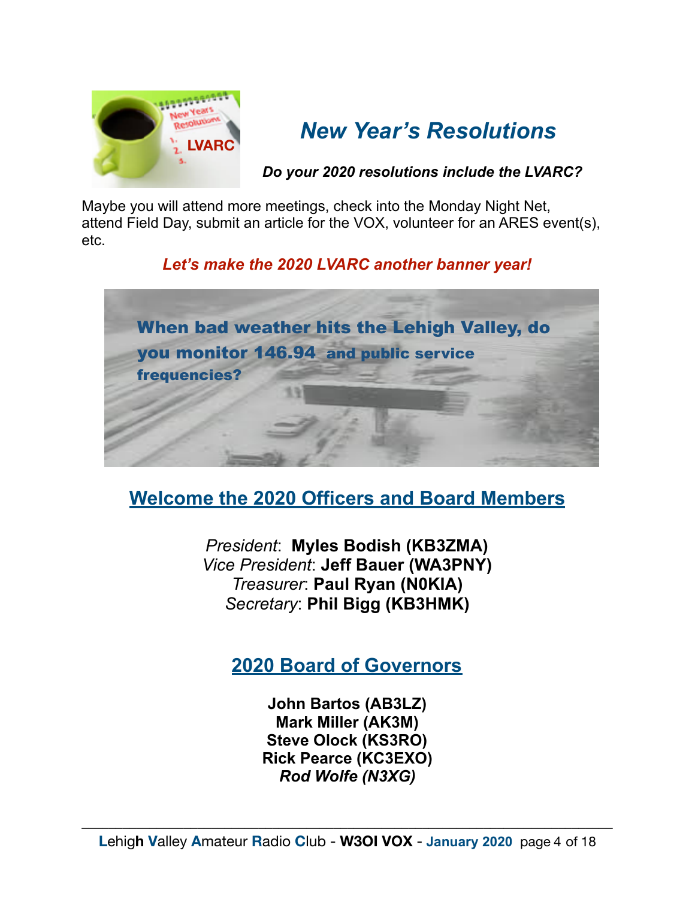# *New Year's Resolutions*

***Do your 2020 resolutions include the LVARC?***

Maybe you will attend more meetings, check into the Monday Night Net, attend Field Day, submit an article for the VOX, volunteer for an ARES event(s), etc.

***Let's make the 2020 LVARC another banner year!***

**When bad weather hits the Lehigh Valley, do you monitor 146.94 and public service frequencies?**

## Welcome the 2020 Officers and Board Members

*President*: **Myles Bodish (KB3ZMA)**
*Vice President*: **Jeff Bauer (WA3PNY)**
*Treasurer*: **Paul Ryan (N0KIA)**
*Secretary*: **Phil Bigg (KB3HMK)**

## 2020 Board of Governors

**John Bartos (AB3LZ)**
**Mark Miller (AK3M)**
**Steve Olock (KS3RO)**
**Rick Pearce (KC3EXO)**
***Rod Wolfe (N3XG)***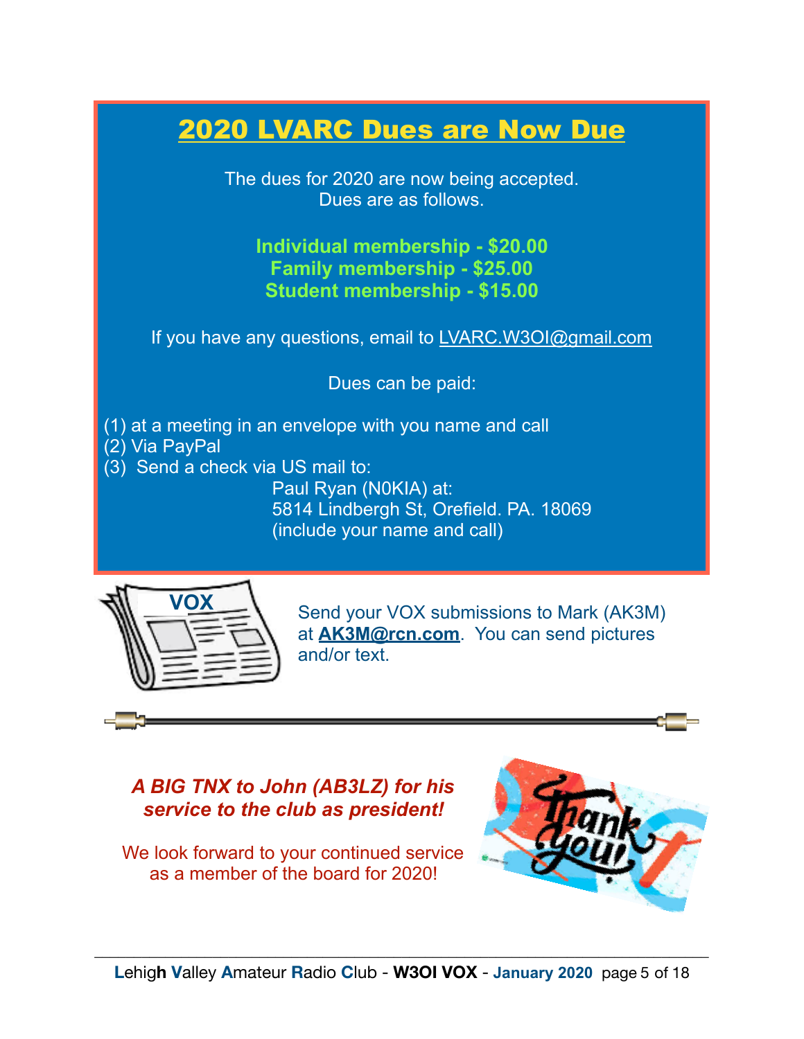## 2020 LVARC Dues are Now Due

The dues for 2020 are now being accepted.
Dues are as follows.

**Individual membership - $20.00**
**Family membership - $25.00**
**Student membership - $15.00**

If you have any questions, email to LVARC.W3OI@gmail.com

Dues can be paid:

(1) at a meeting in an envelope with you name and call
(2) Via PayPal
(3) Send a check via US mail to:
Paul Ryan (N0KIA) at:
5814 Lindbergh St, Orefield. PA. 18069
(include your name and call)

VOX

Send your VOX submissions to Mark (AK3M) at **AK3M@rcn.com**. You can send pictures and/or text.

***A BIG TNX to John (AB3LZ) for his service to the club as president!***

We look forward to your continued service as a member of the board for 2020!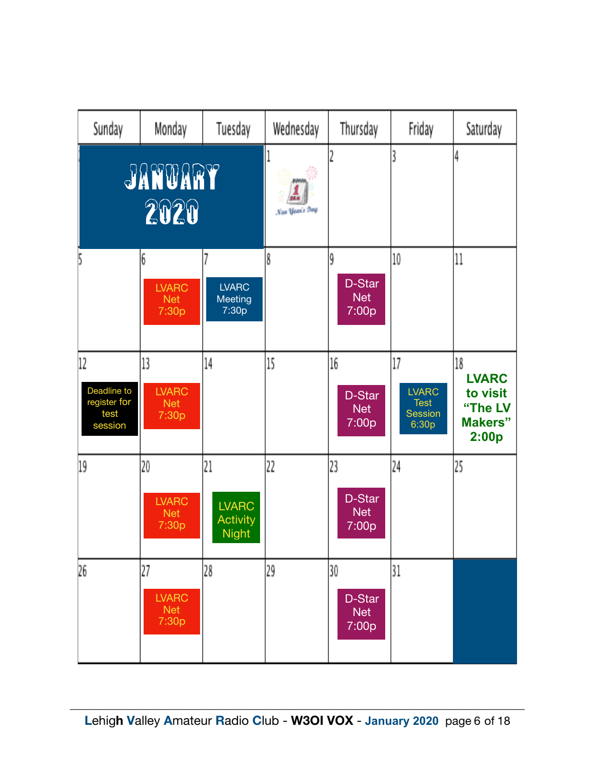# JANUARY 2020

| Sunday | Monday | Tuesday | Wednesday | Thursday | Friday | Saturday |
|---|---|---|---|---|---|---|
| | | | 1 New Year's Day | 2 | 3 | 4 |
| 5 | 6 LVARC Net 7:30p | 7 LVARC Meeting 7:30p | 8 | 9 D-Star Net 7:00p | 10 | 11 |
| 12 Deadline to register for test session | 13 LVARC Net 7:30p | 14 | 15 | 16 D-Star Net 7:00p | 17 LVARC Test Session 6:30p | 18 **LVARC to visit "The LV Makers" 2:00p** |
| 19 | 20 LVARC Net 7:30p | 21 LVARC Activity Night | 22 | 23 D-Star Net 7:00p | 24 | 25 |
| 26 | 27 LVARC Net 7:30p | 28 | 29 | 30 D-Star Net 7:00p | 31 | |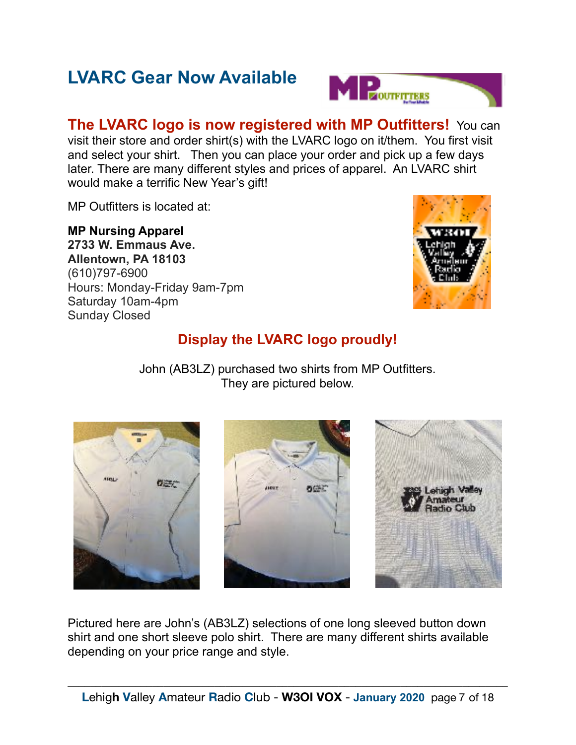# LVARC Gear Now Available

**The LVARC logo is now registered with MP Outfitters!** You can visit their store and order shirt(s) with the LVARC logo on it/them. You first visit and select your shirt. Then you can place your order and pick up a few days later. There are many different styles and prices of apparel. An LVARC shirt would make a terrific New Year's gift!

MP Outfitters is located at:

**MP Nursing Apparel**
**2733 W. Emmaus Ave.**
**Allentown, PA 18103**
(610)797-6900
Hours: Monday-Friday 9am-7pm
Saturday 10am-4pm
Sunday Closed

**Display the LVARC logo proudly!**

John (AB3LZ) purchased two shirts from MP Outfitters.
They are pictured below.

Pictured here are John's (AB3LZ) selections of one long sleeved button down shirt and one short sleeve polo shirt. There are many different shirts available depending on your price range and style.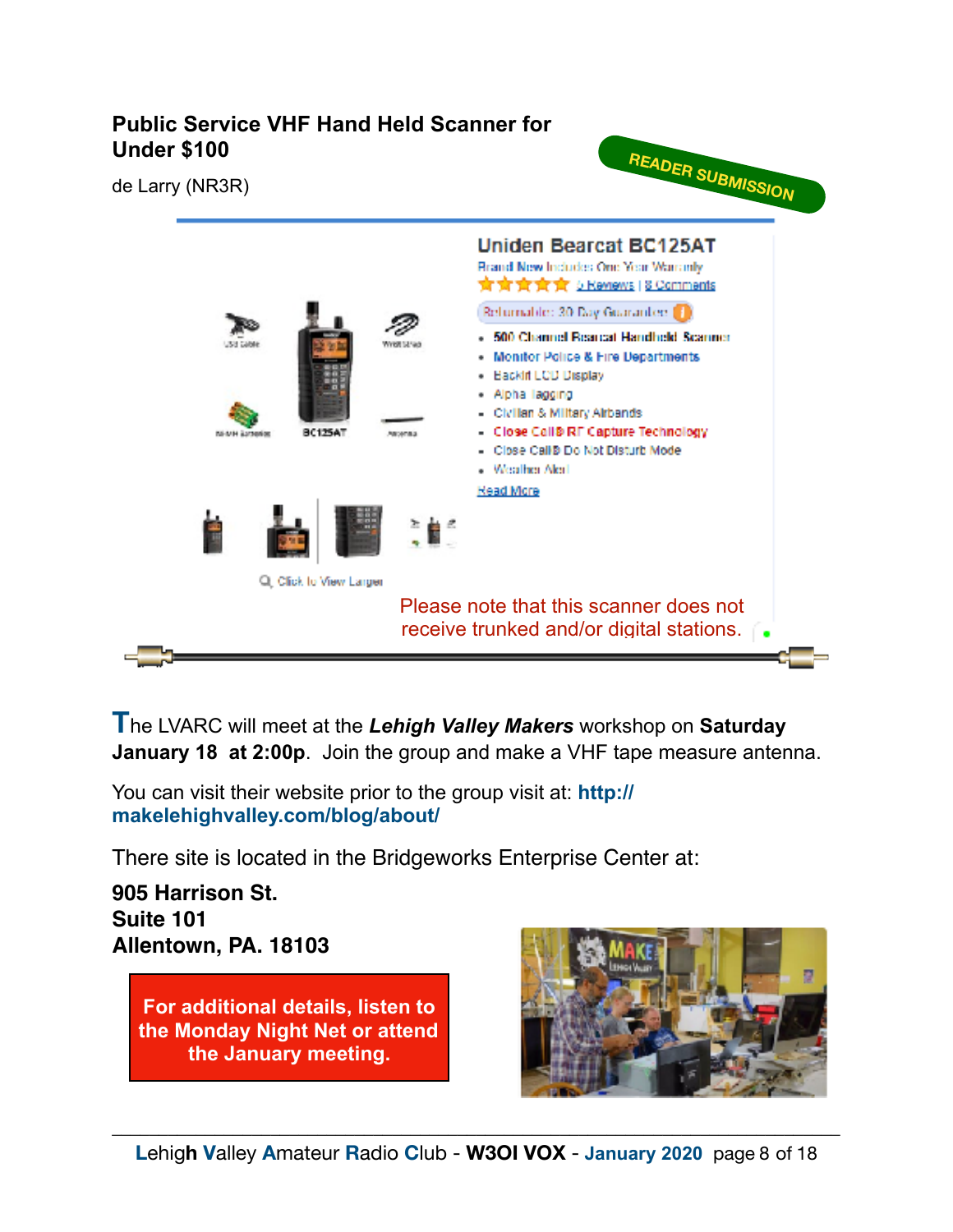## Public Service VHF Hand Held Scanner for Under $100

READER SUBMISSION

de Larry (NR3R)

Uniden Bearcat BC125AT

Brand New Includes One Year Warranty

5 Reviews | 8 Comments

Returnable: 30 Day Guarantee

- 500 Channel Bearcat Handheld Scanner
- Monitor Police & Fire Departments
- Backlit LCD Display
- Alpha Tagging
- Civilian & Military Airbands
- Close Call® RF Capture Technology
- Close Call® Do Not Disturb Mode
- Weather Alert

Read More

USB Cable, Wrist Strap, Ni-MH Batteries, BC125AT, Antenna

Click to View Larger

Please note that this scanner does not receive trunked and/or digital stations.

The LVARC will meet at the ***Lehigh Valley Makers*** workshop on **Saturday January 18 at 2:00p**. Join the group and make a VHF tape measure antenna.

You can visit their website prior to the group visit at: **http://makelehighvalley.com/blog/about/**

There site is located in the Bridgeworks Enterprise Center at:

**905 Harrison St.**
**Suite 101**
**Allentown, PA. 18103**

**For additional details, listen to the Monday Night Net or attend the January meeting.**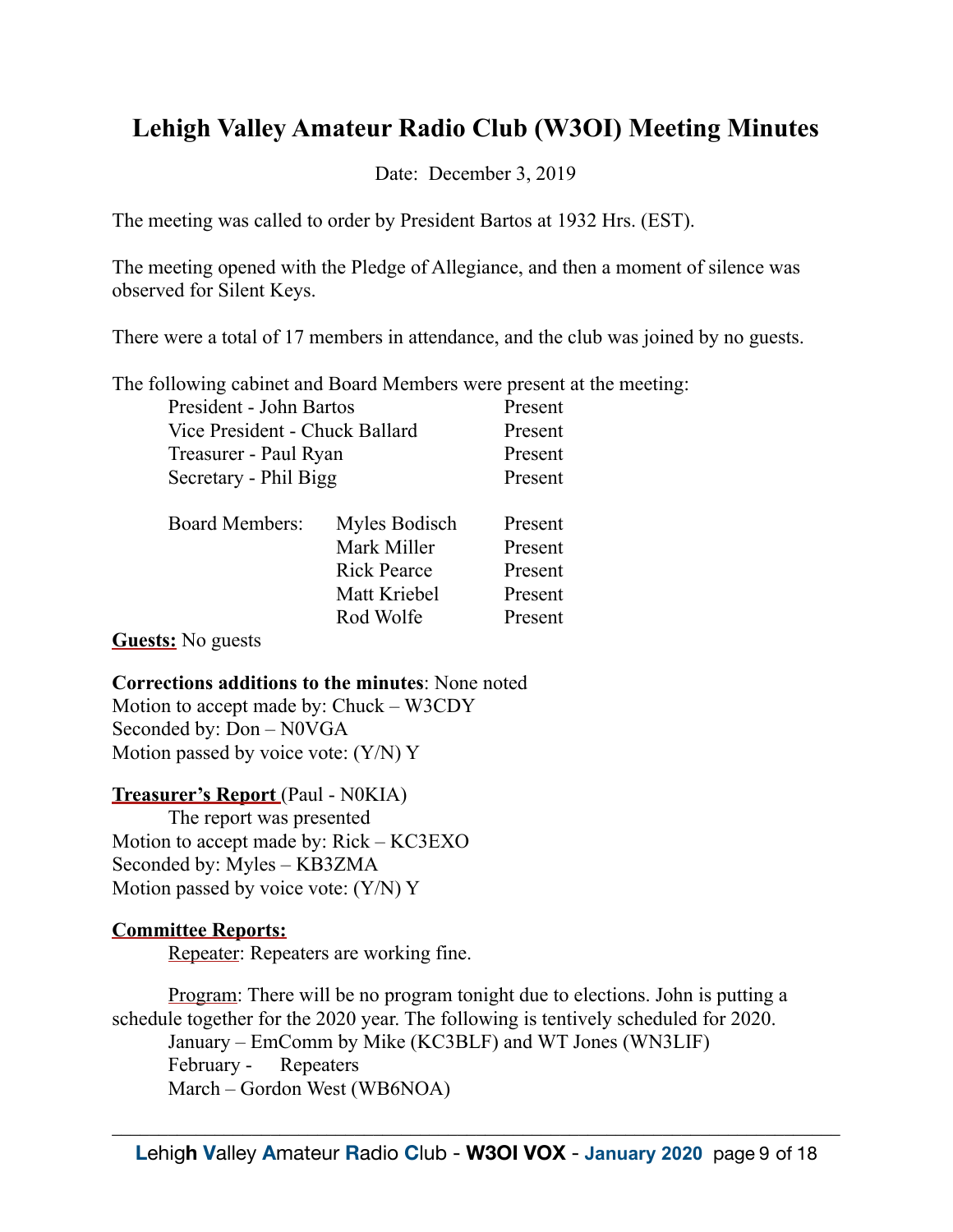# Lehigh Valley Amateur Radio Club (W3OI) Meeting Minutes

Date: December 3, 2019

The meeting was called to order by President Bartos at 1932 Hrs. (EST).

The meeting opened with the Pledge of Allegiance, and then a moment of silence was observed for Silent Keys.

There were a total of 17 members in attendance, and the club was joined by no guests.

The following cabinet and Board Members were present at the meeting:

| | | |
|---|---|---|
| President - John Bartos | | Present |
| Vice President - Chuck Ballard | | Present |
| Treasurer - Paul Ryan | | Present |
| Secretary - Phil Bigg | | Present |
| Board Members: | Myles Bodisch | Present |
| | Mark Miller | Present |
| | Rick Pearce | Present |
| | Matt Kriebel | Present |
| | Rod Wolfe | Present |

**Guests:** No guests

**Corrections additions to the minutes**: None noted
Motion to accept made by: Chuck – W3CDY
Seconded by: Don – N0VGA
Motion passed by voice vote: (Y/N) Y

**Treasurer's Report** (Paul - N0KIA)
The report was presented
Motion to accept made by: Rick – KC3EXO
Seconded by: Myles – KB3ZMA
Motion passed by voice vote: (Y/N) Y

**Committee Reports:**

Repeater: Repeaters are working fine.

Program: There will be no program tonight due to elections. John is putting a schedule together for the 2020 year. The following is tentively scheduled for 2020.
January – EmComm by Mike (KC3BLF) and WT Jones (WN3LIF)
February - Repeaters
March – Gordon West (WB6NOA)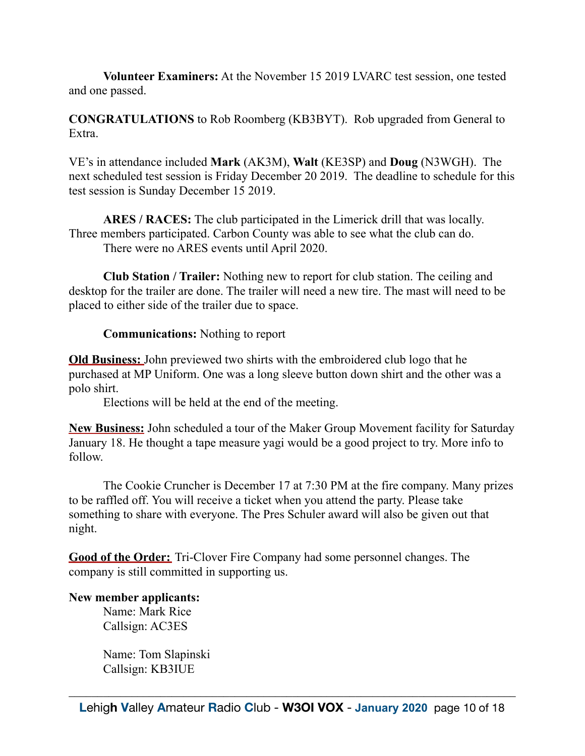**Volunteer Examiners:** At the November 15 2019 LVARC test session, one tested and one passed.

**CONGRATULATIONS** to Rob Roomberg (KB3BYT). Rob upgraded from General to Extra.

VE's in attendance included **Mark** (AK3M), **Walt** (KE3SP) and **Doug** (N3WGH). The next scheduled test session is Friday December 20 2019. The deadline to schedule for this test session is Sunday December 15 2019.

**ARES / RACES:** The club participated in the Limerick drill that was locally. Three members participated. Carbon County was able to see what the club can do.
There were no ARES events until April 2020.

**Club Station / Trailer:** Nothing new to report for club station. The ceiling and desktop for the trailer are done. The trailer will need a new tire. The mast will need to be placed to either side of the trailer due to space.

**Communications:** Nothing to report

**Old Business:** John previewed two shirts with the embroidered club logo that he purchased at MP Uniform. One was a long sleeve button down shirt and the other was a polo shirt.
Elections will be held at the end of the meeting.

**New Business:** John scheduled a tour of the Maker Group Movement facility for Saturday January 18. He thought a tape measure yagi would be a good project to try. More info to follow.

The Cookie Cruncher is December 17 at 7:30 PM at the fire company. Many prizes to be raffled off. You will receive a ticket when you attend the party. Please take something to share with everyone. The Pres Schuler award will also be given out that night.

**Good of the Order:** Tri-Clover Fire Company had some personnel changes. The company is still committed in supporting us.

**New member applicants:**

Name: Mark Rice
Callsign: AC3ES

Name: Tom Slapinski
Callsign: KB3IUE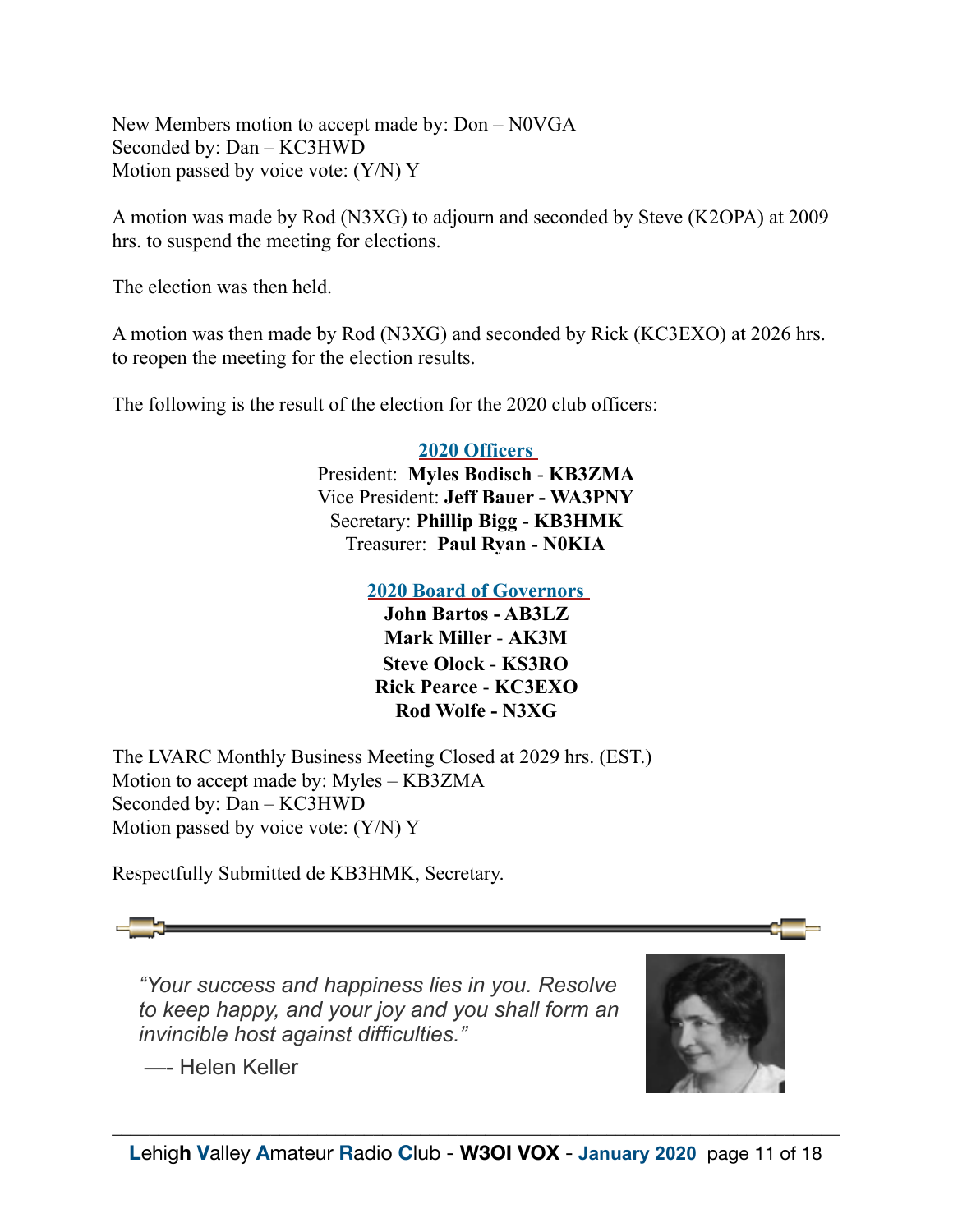New Members motion to accept made by: Don – N0VGA
Seconded by: Dan – KC3HWD
Motion passed by voice vote: (Y/N) Y

A motion was made by Rod (N3XG) to adjourn and seconded by Steve (K2OPA) at 2009 hrs. to suspend the meeting for elections.

The election was then held.

A motion was then made by Rod (N3XG) and seconded by Rick (KC3EXO) at 2026 hrs. to reopen the meeting for the election results.

The following is the result of the election for the 2020 club officers:

## 2020 Officers

President: **Myles Bodisch** - **KB3ZMA**
Vice President: **Jeff Bauer - WA3PNY**
Secretary: **Phillip Bigg - KB3HMK**
Treasurer: **Paul Ryan - N0KIA**

## 2020 Board of Governors

**John Bartos - AB3LZ**
**Mark Miller** - **AK3M**
**Steve Olock** - **KS3RO**
**Rick Pearce** - **KC3EXO**
**Rod Wolfe - N3XG**

The LVARC Monthly Business Meeting Closed at 2029 hrs. (EST.)
Motion to accept made by: Myles – KB3ZMA
Seconded by: Dan – KC3HWD
Motion passed by voice vote: (Y/N) Y

Respectfully Submitted de KB3HMK, Secretary.

*"Your success and happiness lies in you. Resolve to keep happy, and your joy and you shall form an invincible host against difficulties."*

—- Helen Keller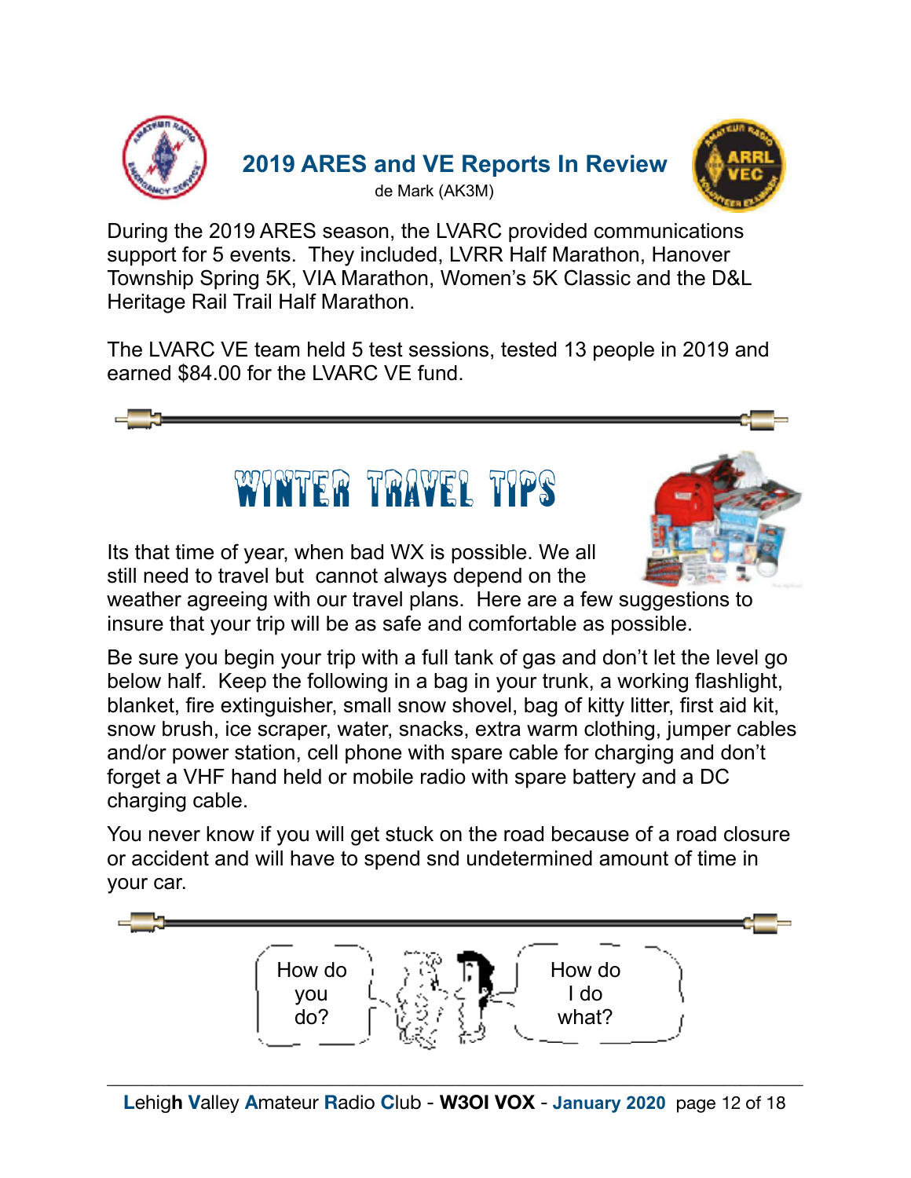## 2019 ARES and VE Reports In Review

de Mark (AK3M)

During the 2019 ARES season, the LVARC provided communications support for 5 events. They included, LVRR Half Marathon, Hanover Township Spring 5K, VIA Marathon, Women's 5K Classic and the D&L Heritage Rail Trail Half Marathon.

The LVARC VE team held 5 test sessions, tested 13 people in 2019 and earned $84.00 for the LVARC VE fund.

## WINTER TRAVEL TIPS

Its that time of year, when bad WX is possible. We all still need to travel but cannot always depend on the weather agreeing with our travel plans. Here are a few suggestions to insure that your trip will be as safe and comfortable as possible.

Be sure you begin your trip with a full tank of gas and don't let the level go below half. Keep the following in a bag in your trunk, a working flashlight, blanket, fire extinguisher, small snow shovel, bag of kitty litter, first aid kit, snow brush, ice scraper, water, snacks, extra warm clothing, jumper cables and/or power station, cell phone with spare cable for charging and don't forget a VHF hand held or mobile radio with spare battery and a DC charging cable.

You never know if you will get stuck on the road because of a road closure or accident and will have to spend snd undetermined amount of time in your car.

How do you do?

How do I do what?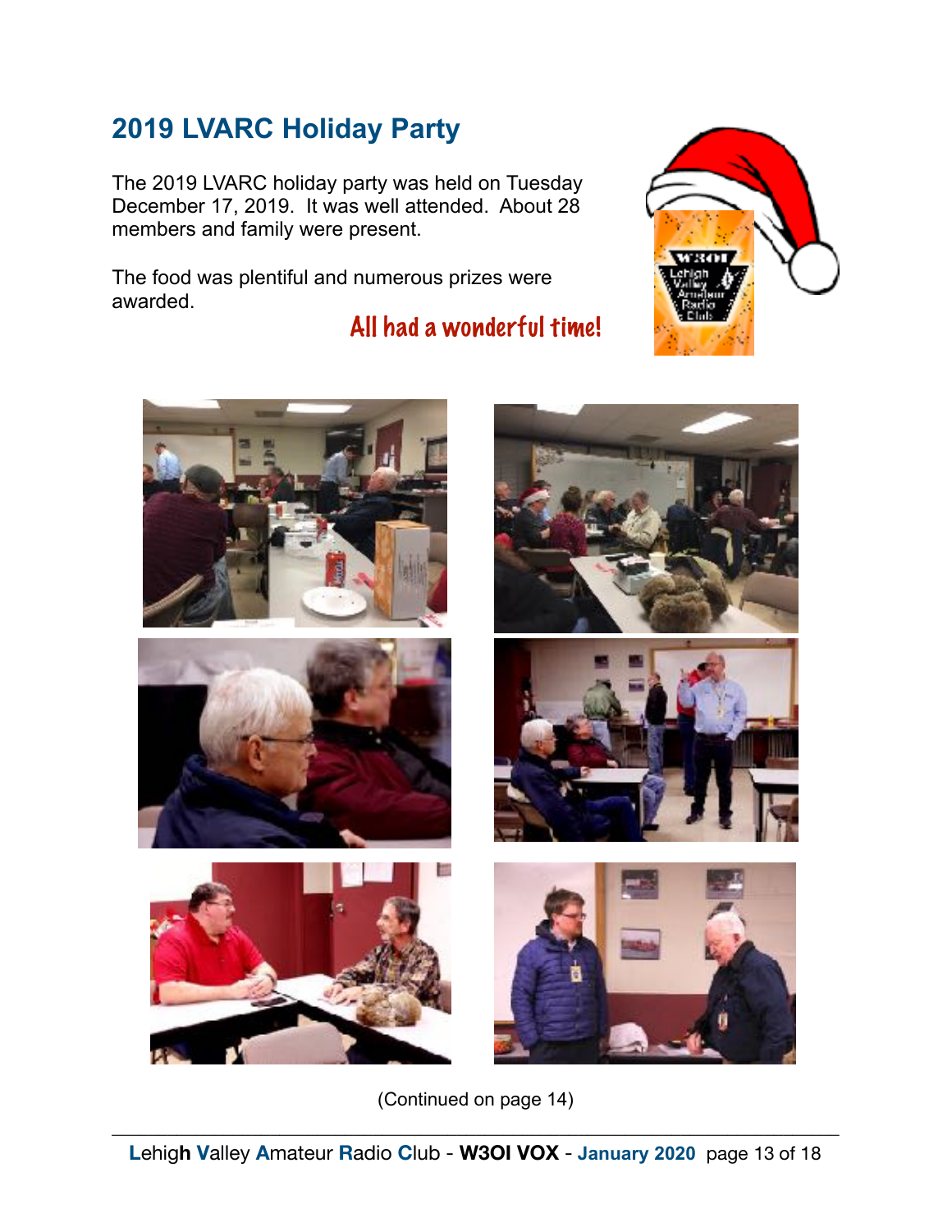## 2019 LVARC Holiday Party

The 2019 LVARC holiday party was held on Tuesday December 17, 2019. It was well attended. About 28 members and family were present.

The food was plentiful and numerous prizes were awarded.

All had a wonderful time!

(Continued on page 14)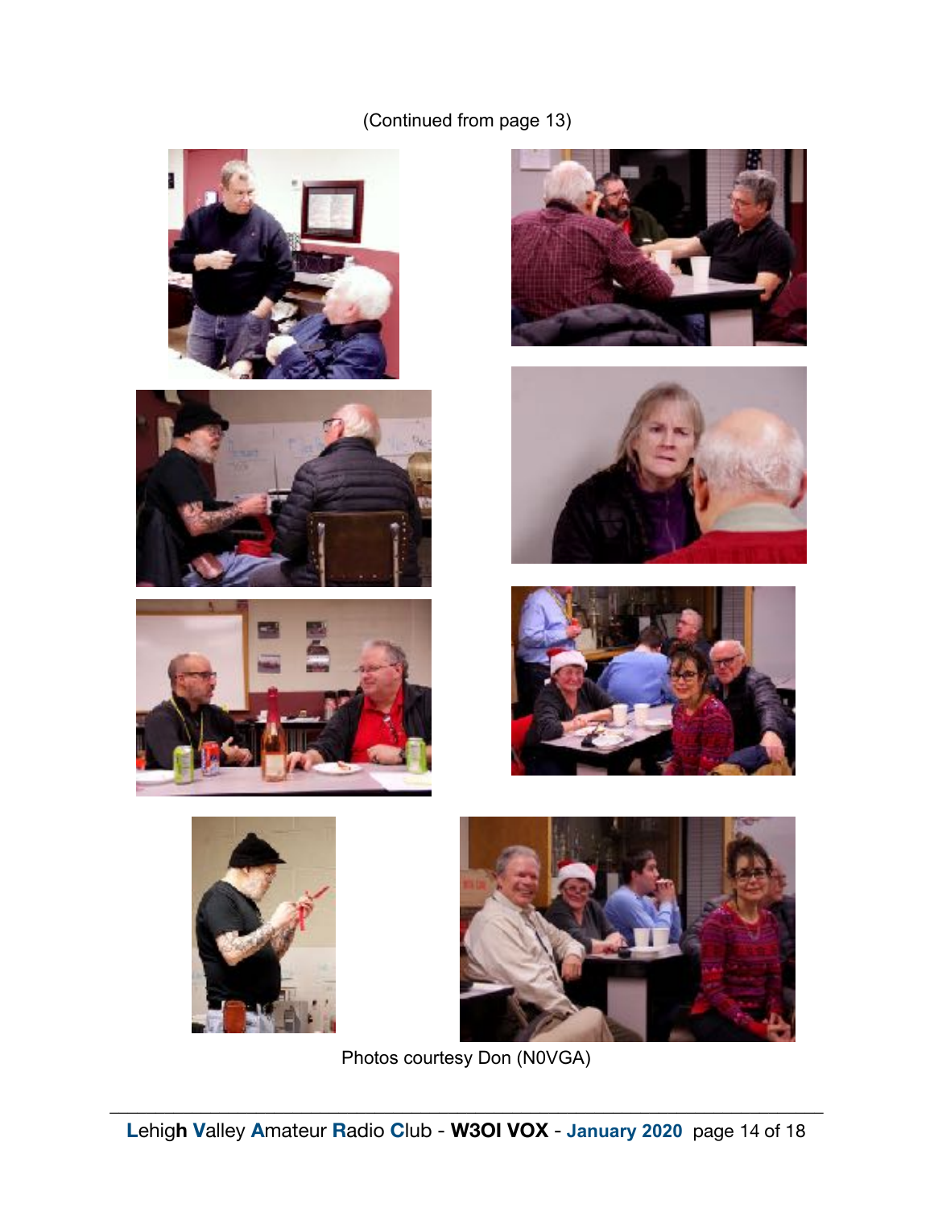(Continued from page 13)

Photos courtesy Don (N0VGA)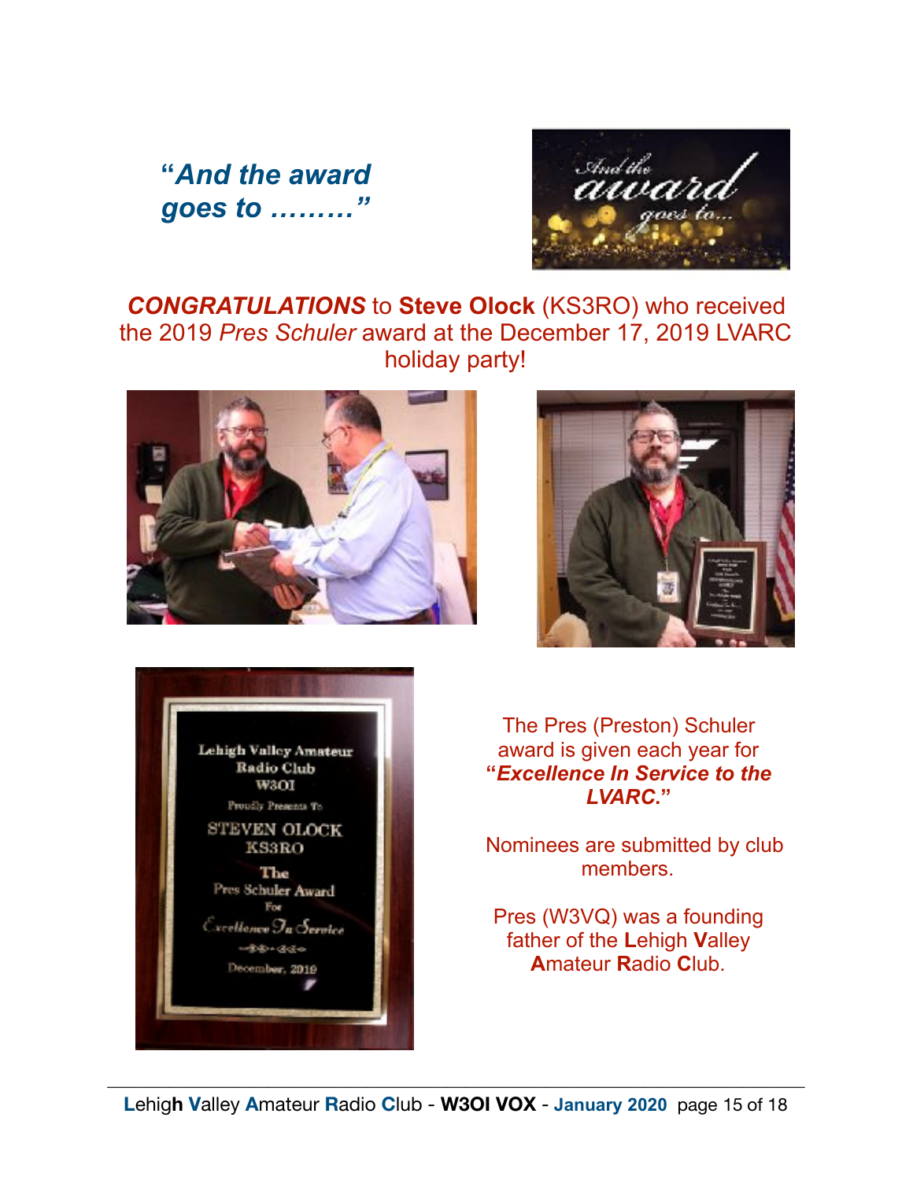## *"And the award goes to ………"*

***CONGRATULATIONS*** to **Steve Olock** (KS3RO) who received the 2019 *Pres Schuler* award at the December 17, 2019 LVARC holiday party!

The Pres (Preston) Schuler award is given each year for **"*Excellence In Service to the LVARC*."**

Nominees are submitted by club members.

Pres (W3VQ) was a founding father of the **L**ehigh **V**alley **A**mateur **R**adio **C**lub.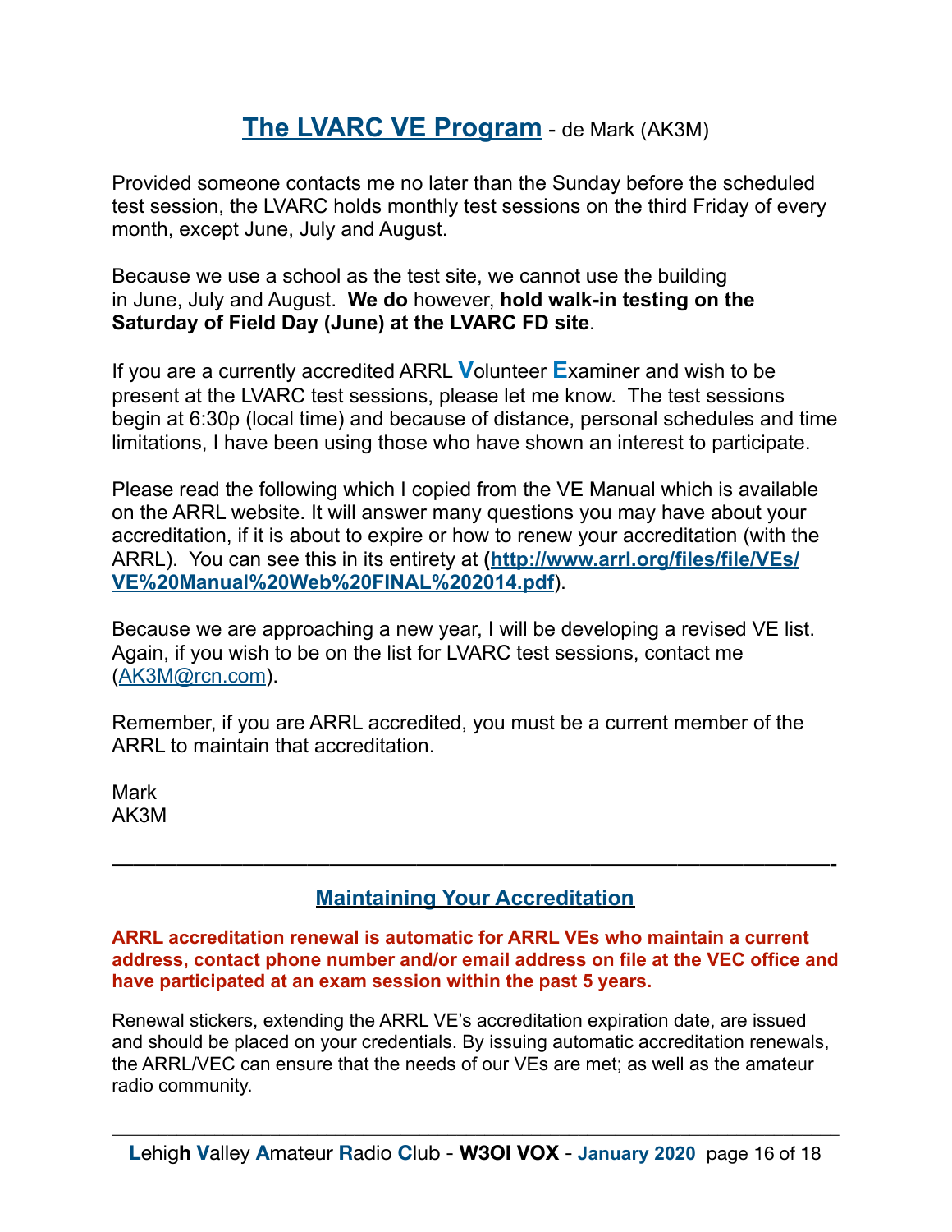## The LVARC VE Program - de Mark (AK3M)

Provided someone contacts me no later than the Sunday before the scheduled test session, the LVARC holds monthly test sessions on the third Friday of every month, except June, July and August.

Because we use a school as the test site, we cannot use the building in June, July and August. **We do** however, **hold walk-in testing on the Saturday of Field Day (June) at the LVARC FD site**.

If you are a currently accredited ARRL **V**olunteer **E**xaminer and wish to be present at the LVARC test sessions, please let me know. The test sessions begin at 6:30p (local time) and because of distance, personal schedules and time limitations, I have been using those who have shown an interest to participate.

Please read the following which I copied from the VE Manual which is available on the ARRL website. It will answer many questions you may have about your accreditation, if it is about to expire or how to renew your accreditation (with the ARRL). You can see this in its entirety at **(http://www.arrl.org/files/file/VEs/VE%20Manual%20Web%20FINAL%202014.pdf**).

Because we are approaching a new year, I will be developing a revised VE list. Again, if you wish to be on the list for LVARC test sessions, contact me (AK3M@rcn.com).

Remember, if you are ARRL accredited, you must be a current member of the ARRL to maintain that accreditation.

Mark
AK3M

---

## Maintaining Your Accreditation

**ARRL accreditation renewal is automatic for ARRL VEs who maintain a current address, contact phone number and/or email address on file at the VEC office and have participated at an exam session within the past 5 years.**

Renewal stickers, extending the ARRL VE's accreditation expiration date, are issued and should be placed on your credentials. By issuing automatic accreditation renewals, the ARRL/VEC can ensure that the needs of our VEs are met; as well as the amateur radio community.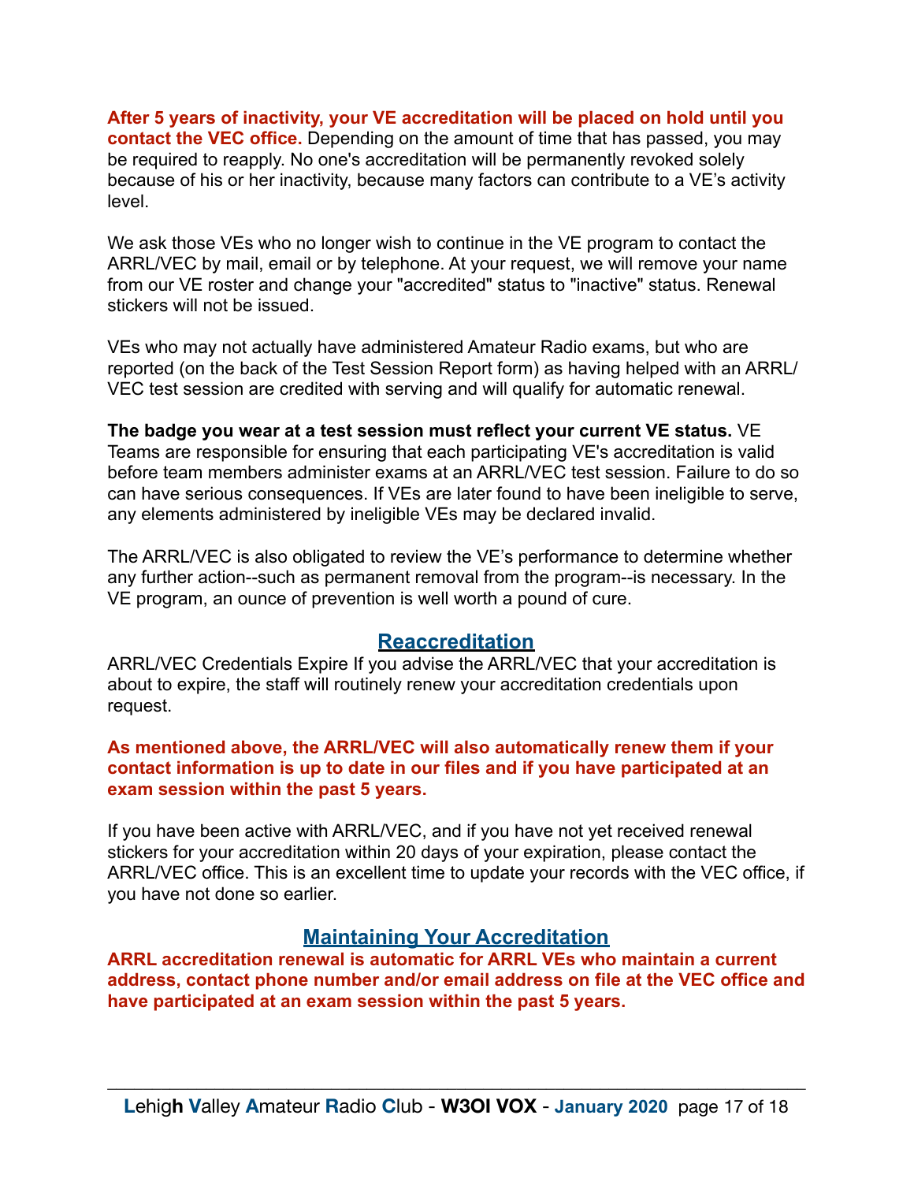**After 5 years of inactivity, your VE accreditation will be placed on hold until you contact the VEC office.** Depending on the amount of time that has passed, you may be required to reapply. No one's accreditation will be permanently revoked solely because of his or her inactivity, because many factors can contribute to a VE's activity level.

We ask those VEs who no longer wish to continue in the VE program to contact the ARRL/VEC by mail, email or by telephone. At your request, we will remove your name from our VE roster and change your "accredited" status to "inactive" status. Renewal stickers will not be issued.

VEs who may not actually have administered Amateur Radio exams, but who are reported (on the back of the Test Session Report form) as having helped with an ARRL/VEC test session are credited with serving and will qualify for automatic renewal.

**The badge you wear at a test session must reflect your current VE status.** VE Teams are responsible for ensuring that each participating VE's accreditation is valid before team members administer exams at an ARRL/VEC test session. Failure to do so can have serious consequences. If VEs are later found to have been ineligible to serve, any elements administered by ineligible VEs may be declared invalid.

The ARRL/VEC is also obligated to review the VE's performance to determine whether any further action--such as permanent removal from the program--is necessary. In the VE program, an ounce of prevention is well worth a pound of cure.

## Reaccreditation

ARRL/VEC Credentials Expire If you advise the ARRL/VEC that your accreditation is about to expire, the staff will routinely renew your accreditation credentials upon request.

**As mentioned above, the ARRL/VEC will also automatically renew them if your contact information is up to date in our files and if you have participated at an exam session within the past 5 years.**

If you have been active with ARRL/VEC, and if you have not yet received renewal stickers for your accreditation within 20 days of your expiration, please contact the ARRL/VEC office. This is an excellent time to update your records with the VEC office, if you have not done so earlier.

## Maintaining Your Accreditation

**ARRL accreditation renewal is automatic for ARRL VEs who maintain a current address, contact phone number and/or email address on file at the VEC office and have participated at an exam session within the past 5 years.**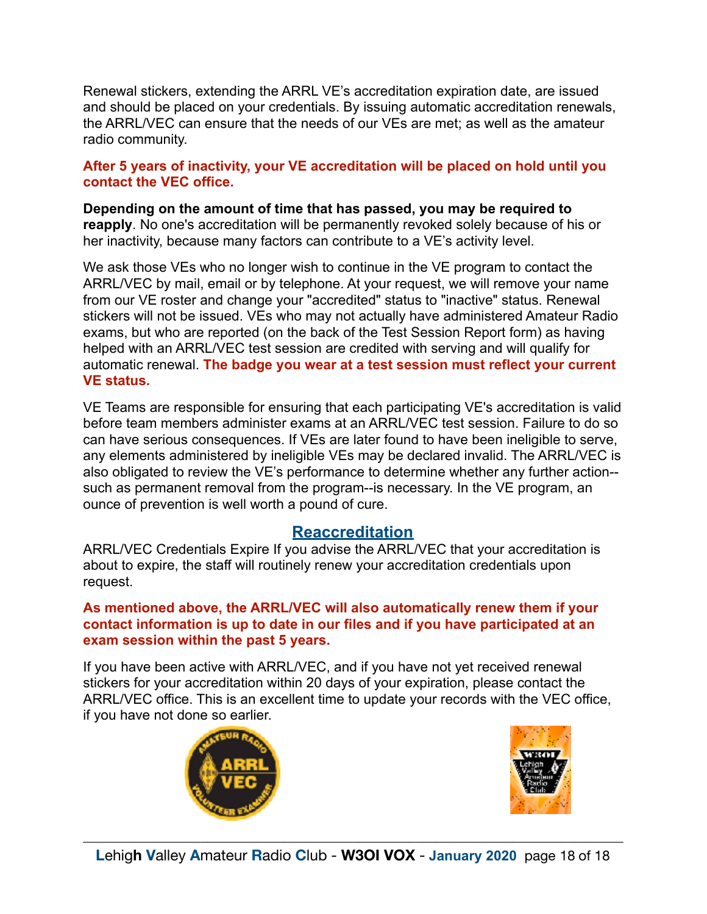Renewal stickers, extending the ARRL VE's accreditation expiration date, are issued and should be placed on your credentials. By issuing automatic accreditation renewals, the ARRL/VEC can ensure that the needs of our VEs are met; as well as the amateur radio community.

**After 5 years of inactivity, your VE accreditation will be placed on hold until you contact the VEC office.**

**Depending on the amount of time that has passed, you may be required to reapply**. No one's accreditation will be permanently revoked solely because of his or her inactivity, because many factors can contribute to a VE's activity level.

We ask those VEs who no longer wish to continue in the VE program to contact the ARRL/VEC by mail, email or by telephone. At your request, we will remove your name from our VE roster and change your "accredited" status to "inactive" status. Renewal stickers will not be issued. VEs who may not actually have administered Amateur Radio exams, but who are reported (on the back of the Test Session Report form) as having helped with an ARRL/VEC test session are credited with serving and will qualify for automatic renewal. **The badge you wear at a test session must reflect your current VE status.**

VE Teams are responsible for ensuring that each participating VE's accreditation is valid before team members administer exams at an ARRL/VEC test session. Failure to do so can have serious consequences. If VEs are later found to have been ineligible to serve, any elements administered by ineligible VEs may be declared invalid. The ARRL/VEC is also obligated to review the VE's performance to determine whether any further action--such as permanent removal from the program--is necessary. In the VE program, an ounce of prevention is well worth a pound of cure.

## Reaccreditation

ARRL/VEC Credentials Expire If you advise the ARRL/VEC that your accreditation is about to expire, the staff will routinely renew your accreditation credentials upon request.

**As mentioned above, the ARRL/VEC will also automatically renew them if your contact information is up to date in our files and if you have participated at an exam session within the past 5 years.**

If you have been active with ARRL/VEC, and if you have not yet received renewal stickers for your accreditation within 20 days of your expiration, please contact the ARRL/VEC office. This is an excellent time to update your records with the VEC office, if you have not done so earlier.